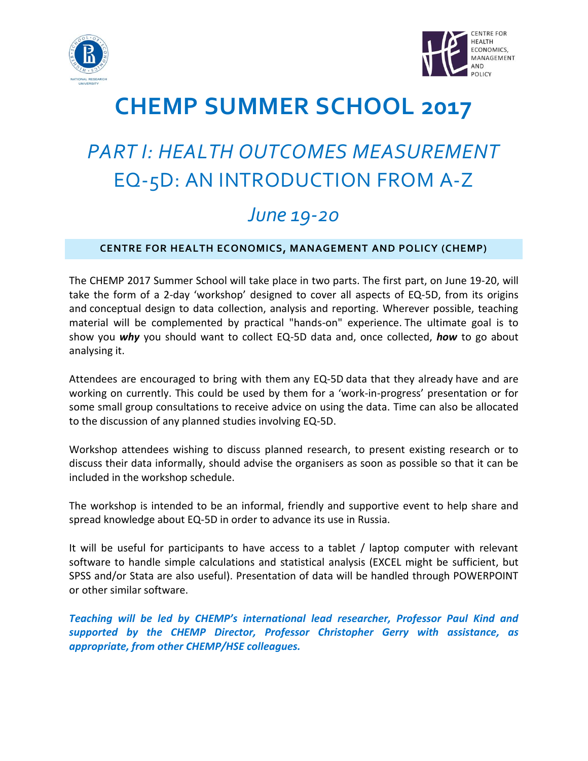# CHEMP SUMMER SCHOOL 2017

## *PART I: HEALTH OUTCOMES MEASUREMENT*
## EQ-5D: AN INTRODUCTION FROM A-Z

## *June 19-20*

**CENTRE FOR HEALTH ECONOMICS, MANAGEMENT AND POLICY (CHEMP)**

The CHEMP 2017 Summer School will take place in two parts. The first part, on June 19-20, will take the form of a 2-day 'workshop' designed to cover all aspects of EQ-5D, from its origins and conceptual design to data collection, analysis and reporting. Wherever possible, teaching material will be complemented by practical "hands-on" experience. The ultimate goal is to show you ***why*** you should want to collect EQ-5D data and, once collected, ***how*** to go about analysing it.

Attendees are encouraged to bring with them any EQ-5D data that they already have and are working on currently. This could be used by them for a 'work-in-progress' presentation or for some small group consultations to receive advice on using the data. Time can also be allocated to the discussion of any planned studies involving EQ-5D.

Workshop attendees wishing to discuss planned research, to present existing research or to discuss their data informally, should advise the organisers as soon as possible so that it can be included in the workshop schedule.

The workshop is intended to be an informal, friendly and supportive event to help share and spread knowledge about EQ-5D in order to advance its use in Russia.

It will be useful for participants to have access to a tablet / laptop computer with relevant software to handle simple calculations and statistical analysis (EXCEL might be sufficient, but SPSS and/or Stata are also useful). Presentation of data will be handled through POWERPOINT or other similar software.

***Teaching will be led by CHEMP's international lead researcher, Professor Paul Kind and supported by the CHEMP Director, Professor Christopher Gerry with assistance, as appropriate, from other CHEMP/HSE colleagues.***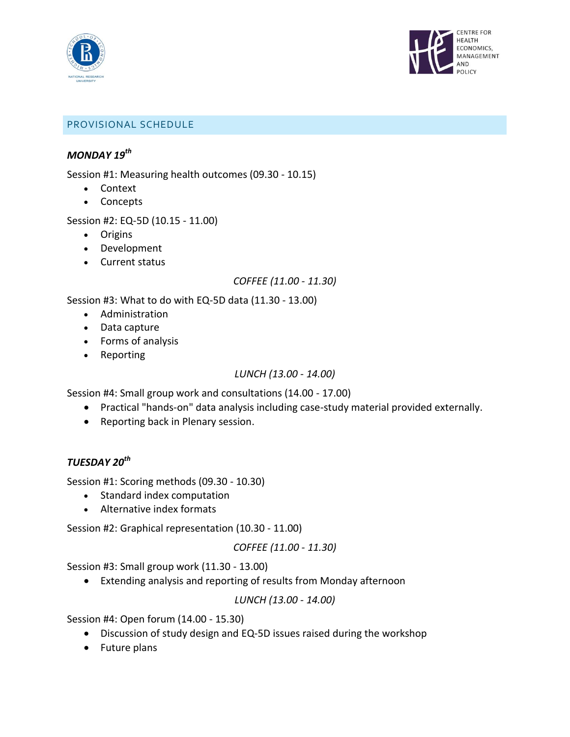## PROVISIONAL SCHEDULE

### *MONDAY 19th*

Session #1: Measuring health outcomes (09.30 - 10.15)

- Context
- Concepts

Session #2: EQ-5D (10.15 - 11.00)

- Origins
- Development
- Current status

*COFFEE (11.00 - 11.30)*

Session #3: What to do with EQ-5D data (11.30 - 13.00)

- Administration
- Data capture
- Forms of analysis
- Reporting

*LUNCH (13.00 - 14.00)*

Session #4: Small group work and consultations (14.00 - 17.00)

- Practical "hands-on" data analysis including case-study material provided externally.
- Reporting back in Plenary session.

### *TUESDAY 20th*

Session #1: Scoring methods (09.30 - 10.30)

- Standard index computation
- Alternative index formats

Session #2: Graphical representation (10.30 - 11.00)

*COFFEE (11.00 - 11.30)*

Session #3: Small group work (11.30 - 13.00)

- Extending analysis and reporting of results from Monday afternoon

*LUNCH (13.00 - 14.00)*

Session #4: Open forum (14.00 - 15.30)

- Discussion of study design and EQ-5D issues raised during the workshop
- Future plans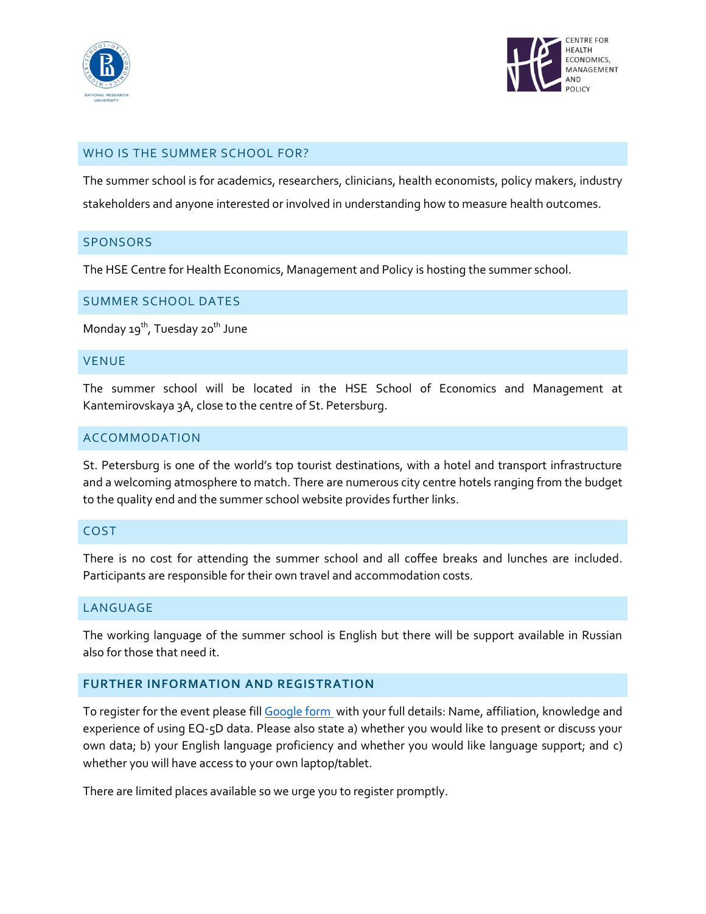## WHO IS THE SUMMER SCHOOL FOR?

The summer school is for academics, researchers, clinicians, health economists, policy makers, industry stakeholders and anyone interested or involved in understanding how to measure health outcomes.

## SPONSORS

The HSE Centre for Health Economics, Management and Policy is hosting the summer school.

## SUMMER SCHOOL DATES

Monday 19th, Tuesday 20th June

## VENUE

The summer school will be located in the HSE School of Economics and Management at Kantemirovskaya 3A, close to the centre of St. Petersburg.

## ACCOMMODATION

St. Petersburg is one of the world's top tourist destinations, with a hotel and transport infrastructure and a welcoming atmosphere to match. There are numerous city centre hotels ranging from the budget to the quality end and the summer school website provides further links.

## COST

There is no cost for attending the summer school and all coffee breaks and lunches are included. Participants are responsible for their own travel and accommodation costs.

## LANGUAGE

The working language of the summer school is English but there will be support available in Russian also for those that need it.

## FURTHER INFORMATION AND REGISTRATION

To register for the event please fill Google form with your full details: Name, affiliation, knowledge and experience of using EQ-5D data. Please also state a) whether you would like to present or discuss your own data; b) your English language proficiency and whether you would like language support; and c) whether you will have access to your own laptop/tablet.

There are limited places available so we urge you to register promptly.